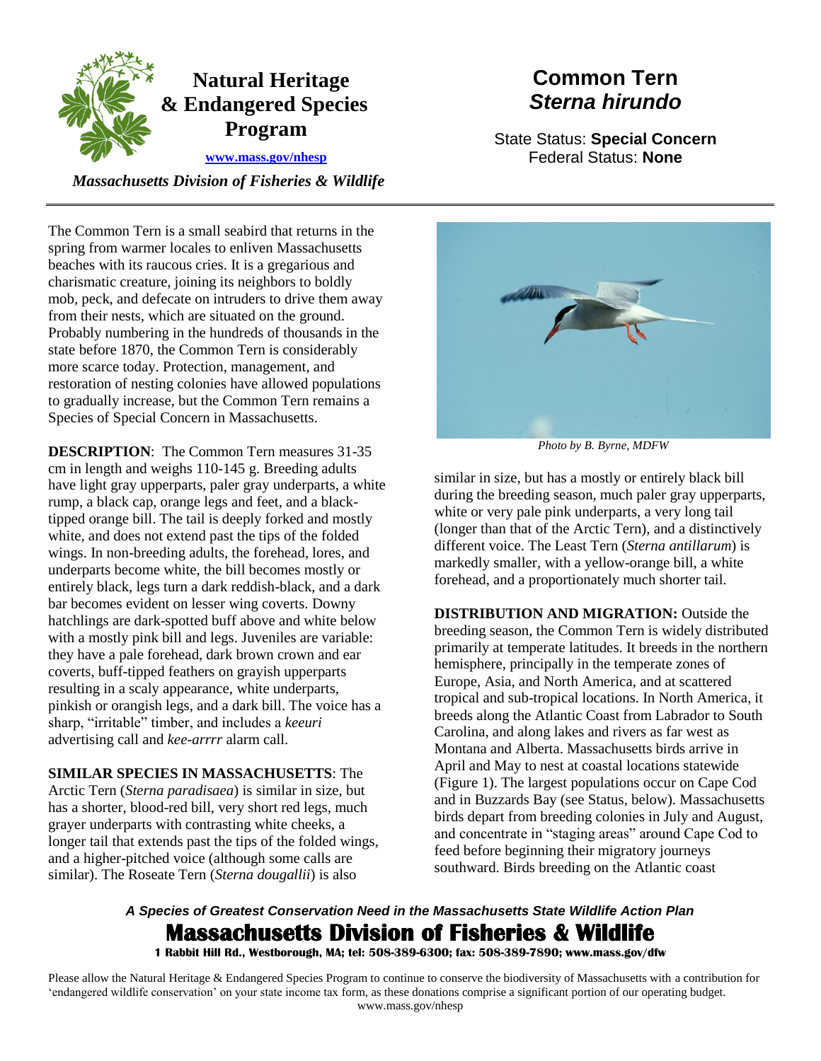# Natural Heritage & Endangered Species Program

www.mass.gov/nhesp

*Massachusetts Division of Fisheries & Wildlife*

# Common Tern
## *Sterna hirundo*

State Status: **Special Concern**
Federal Status: **None**

The Common Tern is a small seabird that returns in the spring from warmer locales to enliven Massachusetts beaches with its raucous cries. It is a gregarious and charismatic creature, joining its neighbors to boldly mob, peck, and defecate on intruders to drive them away from their nests, which are situated on the ground. Probably numbering in the hundreds of thousands in the state before 1870, the Common Tern is considerably more scarce today. Protection, management, and restoration of nesting colonies have allowed populations to gradually increase, but the Common Tern remains a Species of Special Concern in Massachusetts.

Photo by B. Byrne, MDFW

**DESCRIPTION**: The Common Tern measures 31-35 cm in length and weighs 110-145 g. Breeding adults have light gray upperparts, paler gray underparts, a white rump, a black cap, orange legs and feet, and a black-tipped orange bill. The tail is deeply forked and mostly white, and does not extend past the tips of the folded wings. In non-breeding adults, the forehead, lores, and underparts become white, the bill becomes mostly or entirely black, legs turn a dark reddish-black, and a dark bar becomes evident on lesser wing coverts. Downy hatchlings are dark-spotted buff above and white below with a mostly pink bill and legs. Juveniles are variable: they have a pale forehead, dark brown crown and ear coverts, buff-tipped feathers on grayish upperparts resulting in a scaly appearance, white underparts, pinkish or orangish legs, and a dark bill. The voice has a sharp, "irritable" timber, and includes a *keeuri* advertising call and *kee-arrrr* alarm call.

**SIMILAR SPECIES IN MASSACHUSETTS**: The Arctic Tern (*Sterna paradisaea*) is similar in size, but has a shorter, blood-red bill, very short red legs, much grayer underparts with contrasting white cheeks, a longer tail that extends past the tips of the folded wings, and a higher-pitched voice (although some calls are similar). The Roseate Tern (*Sterna dougallii*) is also similar in size, but has a mostly or entirely black bill during the breeding season, much paler gray upperparts, white or very pale pink underparts, a very long tail (longer than that of the Arctic Tern), and a distinctively different voice. The Least Tern (*Sterna antillarum*) is markedly smaller, with a yellow-orange bill, a white forehead, and a proportionately much shorter tail.

**DISTRIBUTION AND MIGRATION:** Outside the breeding season, the Common Tern is widely distributed primarily at temperate latitudes. It breeds in the northern hemisphere, principally in the temperate zones of Europe, Asia, and North America, and at scattered tropical and sub-tropical locations. In North America, it breeds along the Atlantic Coast from Labrador to South Carolina, and along lakes and rivers as far west as Montana and Alberta. Massachusetts birds arrive in April and May to nest at coastal locations statewide (Figure 1). The largest populations occur on Cape Cod and in Buzzards Bay (see Status, below). Massachusetts birds depart from breeding colonies in July and August, and concentrate in "staging areas" around Cape Cod to feed before beginning their migratory journeys southward. Birds breeding on the Atlantic coast

*A Species of Greatest Conservation Need in the Massachusetts State Wildlife Action Plan*

**Massachusetts Division of Fisheries & Wildlife**
**1 Rabbit Hill Rd., Westborough, MA; tel: 508-389-6300; fax: 508-389-7890; www.mass.gov/dfw**

Please allow the Natural Heritage & Endangered Species Program to continue to conserve the biodiversity of Massachusetts with a contribution for 'endangered wildlife conservation' on your state income tax form, as these donations comprise a significant portion of our operating budget. www.mass.gov/nhesp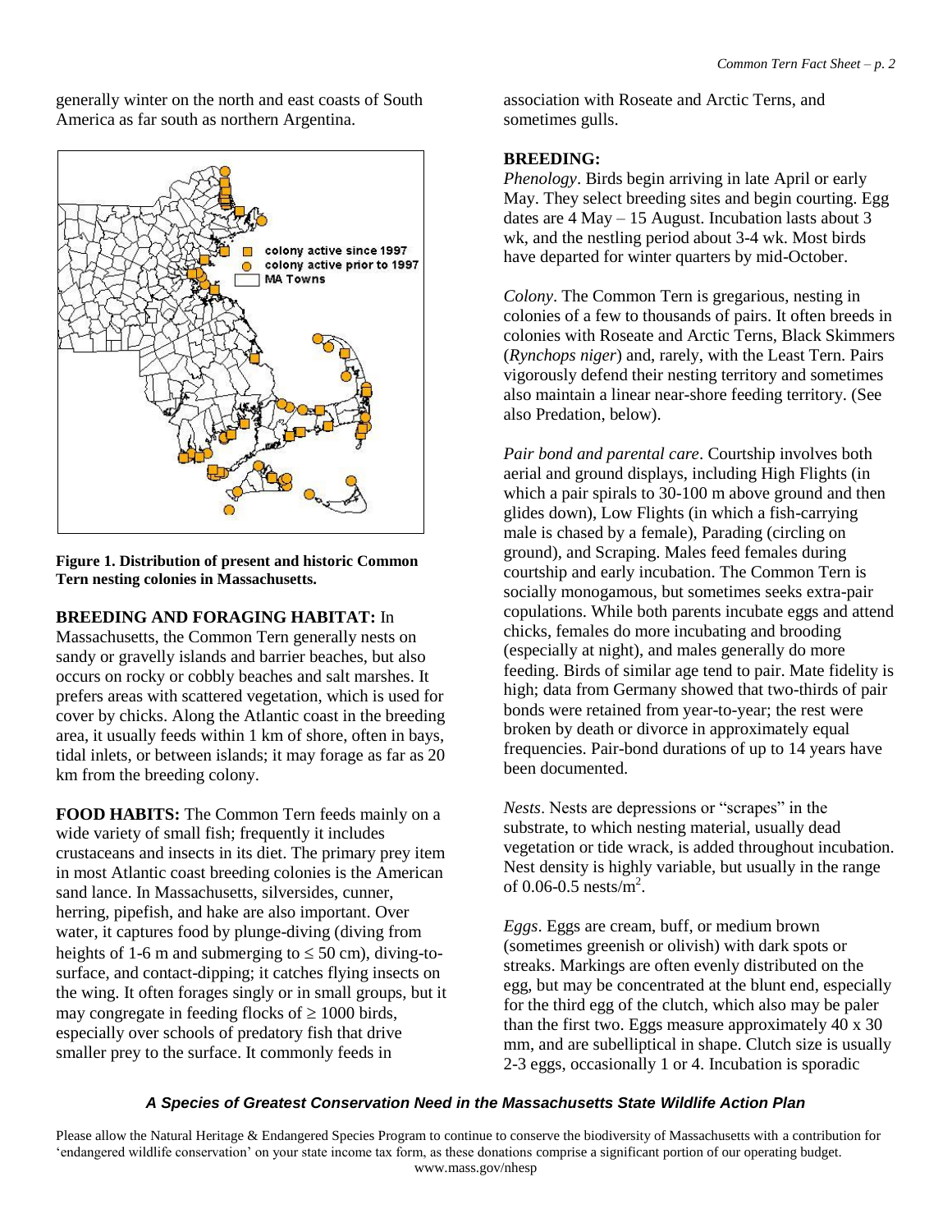generally winter on the north and east coasts of South America as far south as northern Argentina.

Figure 1. Distribution of present and historic Common Tern nesting colonies in Massachusetts.

**BREEDING AND FORAGING HABITAT:** In Massachusetts, the Common Tern generally nests on sandy or gravelly islands and barrier beaches, but also occurs on rocky or cobbly beaches and salt marshes. It prefers areas with scattered vegetation, which is used for cover by chicks. Along the Atlantic coast in the breeding area, it usually feeds within 1 km of shore, often in bays, tidal inlets, or between islands; it may forage as far as 20 km from the breeding colony.

**FOOD HABITS:** The Common Tern feeds mainly on a wide variety of small fish; frequently it includes crustaceans and insects in its diet. The primary prey item in most Atlantic coast breeding colonies is the American sand lance. In Massachusetts, silversides, cunner, herring, pipefish, and hake are also important. Over water, it captures food by plunge-diving (diving from heights of 1-6 m and submerging to ≤ 50 cm), diving-to-surface, and contact-dipping; it catches flying insects on the wing. It often forages singly or in small groups, but it may congregate in feeding flocks of ≥ 1000 birds, especially over schools of predatory fish that drive smaller prey to the surface. It commonly feeds in association with Roseate and Arctic Terns, and sometimes gulls.

**BREEDING:**

*Phenology*. Birds begin arriving in late April or early May. They select breeding sites and begin courting. Egg dates are 4 May – 15 August. Incubation lasts about 3 wk, and the nestling period about 3-4 wk. Most birds have departed for winter quarters by mid-October.

*Colony*. The Common Tern is gregarious, nesting in colonies of a few to thousands of pairs. It often breeds in colonies with Roseate and Arctic Terns, Black Skimmers (*Rynchops niger*) and, rarely, with the Least Tern. Pairs vigorously defend their nesting territory and sometimes also maintain a linear near-shore feeding territory. (See also Predation, below).

*Pair bond and parental care*. Courtship involves both aerial and ground displays, including High Flights (in which a pair spirals to 30-100 m above ground and then glides down), Low Flights (in which a fish-carrying male is chased by a female), Parading (circling on ground), and Scraping. Males feed females during courtship and early incubation. The Common Tern is socially monogamous, but sometimes seeks extra-pair copulations. While both parents incubate eggs and attend chicks, females do more incubating and brooding (especially at night), and males generally do more feeding. Birds of similar age tend to pair. Mate fidelity is high; data from Germany showed that two-thirds of pair bonds were retained from year-to-year; the rest were broken by death or divorce in approximately equal frequencies. Pair-bond durations of up to 14 years have been documented.

*Nests*. Nests are depressions or "scrapes" in the substrate, to which nesting material, usually dead vegetation or tide wrack, is added throughout incubation. Nest density is highly variable, but usually in the range of 0.06-0.5 nests/m$^2$.

*Eggs*. Eggs are cream, buff, or medium brown (sometimes greenish or olivish) with dark spots or streaks. Markings are often evenly distributed on the egg, but may be concentrated at the blunt end, especially for the third egg of the clutch, which also may be paler than the first two. Eggs measure approximately 40 x 30 mm, and are subelliptical in shape. Clutch size is usually 2-3 eggs, occasionally 1 or 4. Incubation is sporadic

***A Species of Greatest Conservation Need in the Massachusetts State Wildlife Action Plan***

Please allow the Natural Heritage & Endangered Species Program to continue to conserve the biodiversity of Massachusetts with a contribution for 'endangered wildlife conservation' on your state income tax form, as these donations comprise a significant portion of our operating budget. www.mass.gov/nhesp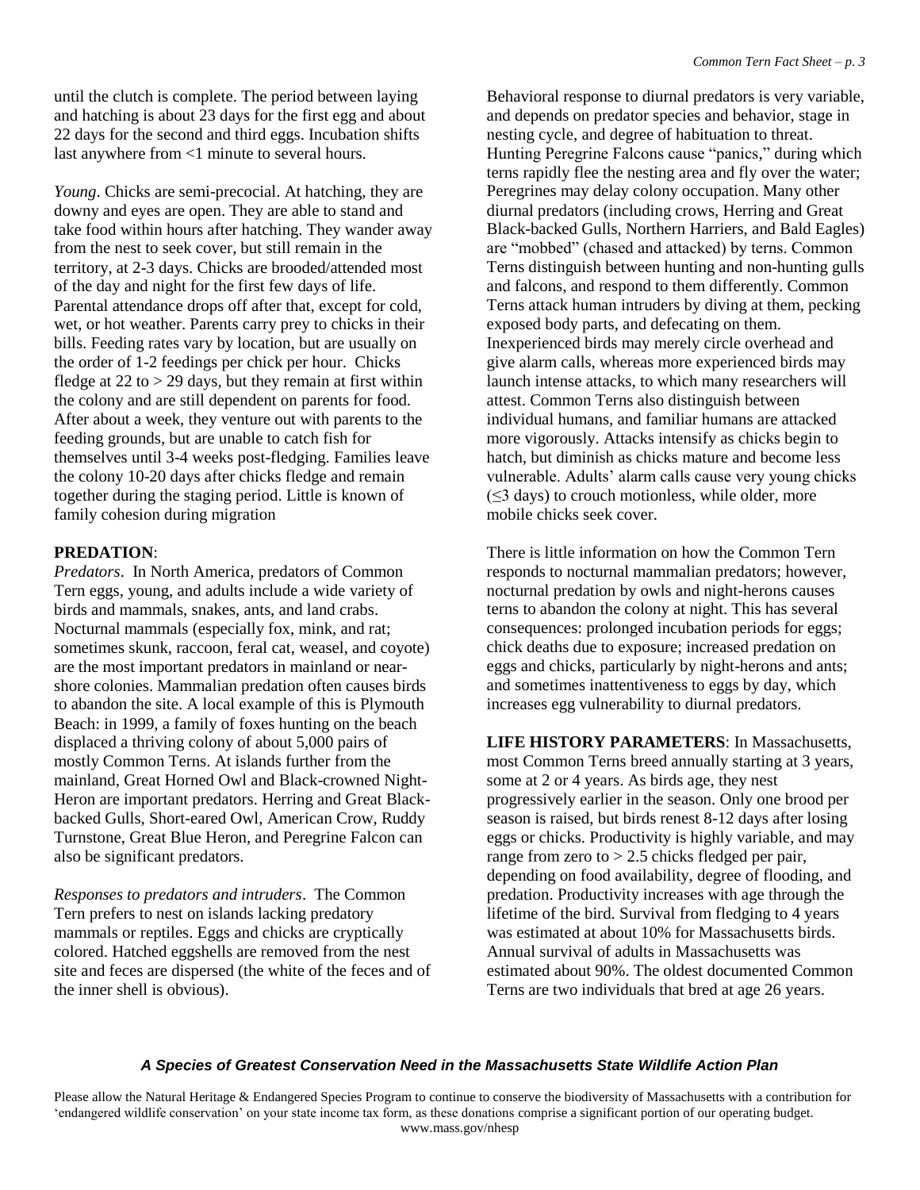until the clutch is complete. The period between laying and hatching is about 23 days for the first egg and about 22 days for the second and third eggs. Incubation shifts last anywhere from <1 minute to several hours.

*Young*. Chicks are semi-precocial. At hatching, they are downy and eyes are open. They are able to stand and take food within hours after hatching. They wander away from the nest to seek cover, but still remain in the territory, at 2-3 days. Chicks are brooded/attended most of the day and night for the first few days of life. Parental attendance drops off after that, except for cold, wet, or hot weather. Parents carry prey to chicks in their bills. Feeding rates vary by location, but are usually on the order of 1-2 feedings per chick per hour. Chicks fledge at 22 to > 29 days, but they remain at first within the colony and are still dependent on parents for food. After about a week, they venture out with parents to the feeding grounds, but are unable to catch fish for themselves until 3-4 weeks post-fledging. Families leave the colony 10-20 days after chicks fledge and remain together during the staging period. Little is known of family cohesion during migration

**PREDATION**:

*Predators*. In North America, predators of Common Tern eggs, young, and adults include a wide variety of birds and mammals, snakes, ants, and land crabs. Nocturnal mammals (especially fox, mink, and rat; sometimes skunk, raccoon, feral cat, weasel, and coyote) are the most important predators in mainland or near-shore colonies. Mammalian predation often causes birds to abandon the site. A local example of this is Plymouth Beach: in 1999, a family of foxes hunting on the beach displaced a thriving colony of about 5,000 pairs of mostly Common Terns. At islands further from the mainland, Great Horned Owl and Black-crowned Night-Heron are important predators. Herring and Great Black-backed Gulls, Short-eared Owl, American Crow, Ruddy Turnstone, Great Blue Heron, and Peregrine Falcon can also be significant predators.

*Responses to predators and intruders*. The Common Tern prefers to nest on islands lacking predatory mammals or reptiles. Eggs and chicks are cryptically colored. Hatched eggshells are removed from the nest site and feces are dispersed (the white of the feces and of the inner shell is obvious).

Behavioral response to diurnal predators is very variable, and depends on predator species and behavior, stage in nesting cycle, and degree of habituation to threat. Hunting Peregrine Falcons cause "panics," during which terns rapidly flee the nesting area and fly over the water; Peregrines may delay colony occupation. Many other diurnal predators (including crows, Herring and Great Black-backed Gulls, Northern Harriers, and Bald Eagles) are "mobbed" (chased and attacked) by terns. Common Terns distinguish between hunting and non-hunting gulls and falcons, and respond to them differently. Common Terns attack human intruders by diving at them, pecking exposed body parts, and defecating on them. Inexperienced birds may merely circle overhead and give alarm calls, whereas more experienced birds may launch intense attacks, to which many researchers will attest. Common Terns also distinguish between individual humans, and familiar humans are attacked more vigorously. Attacks intensify as chicks begin to hatch, but diminish as chicks mature and become less vulnerable. Adults' alarm calls cause very young chicks (≤3 days) to crouch motionless, while older, more mobile chicks seek cover.

There is little information on how the Common Tern responds to nocturnal mammalian predators; however, nocturnal predation by owls and night-herons causes terns to abandon the colony at night. This has several consequences: prolonged incubation periods for eggs; chick deaths due to exposure; increased predation on eggs and chicks, particularly by night-herons and ants; and sometimes inattentiveness to eggs by day, which increases egg vulnerability to diurnal predators.

**LIFE HISTORY PARAMETERS**: In Massachusetts, most Common Terns breed annually starting at 3 years, some at 2 or 4 years. As birds age, they nest progressively earlier in the season. Only one brood per season is raised, but birds renest 8-12 days after losing eggs or chicks. Productivity is highly variable, and may range from zero to > 2.5 chicks fledged per pair, depending on food availability, degree of flooding, and predation. Productivity increases with age through the lifetime of the bird. Survival from fledging to 4 years was estimated at about 10% for Massachusetts birds. Annual survival of adults in Massachusetts was estimated about 90%. The oldest documented Common Terns are two individuals that bred at age 26 years.

***A Species of Greatest Conservation Need in the Massachusetts State Wildlife Action Plan***

Please allow the Natural Heritage & Endangered Species Program to continue to conserve the biodiversity of Massachusetts with a contribution for 'endangered wildlife conservation' on your state income tax form, as these donations comprise a significant portion of our operating budget. www.mass.gov/nhesp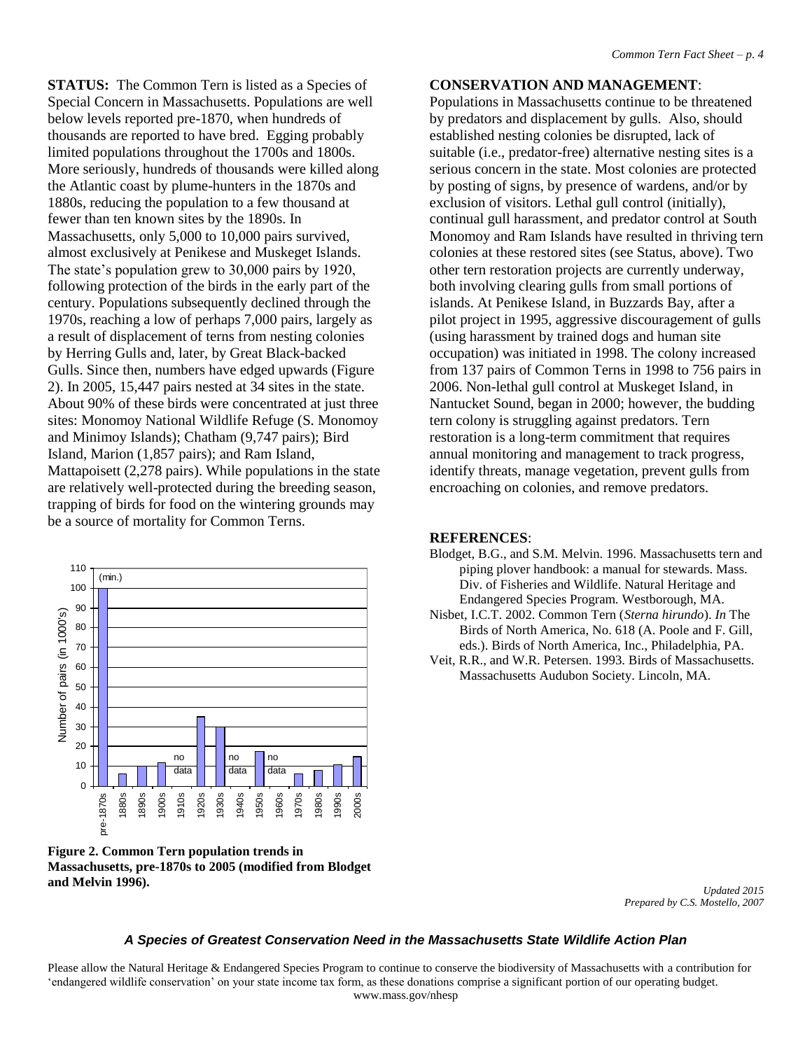**STATUS:** The Common Tern is listed as a Species of Special Concern in Massachusetts. Populations are well below levels reported pre-1870, when hundreds of thousands are reported to have bred. Egging probably limited populations throughout the 1700s and 1800s. More seriously, hundreds of thousands were killed along the Atlantic coast by plume-hunters in the 1870s and 1880s, reducing the population to a few thousand at fewer than ten known sites by the 1890s. In Massachusetts, only 5,000 to 10,000 pairs survived, almost exclusively at Penikese and Muskeget Islands. The state's population grew to 30,000 pairs by 1920, following protection of the birds in the early part of the century. Populations subsequently declined through the 1970s, reaching a low of perhaps 7,000 pairs, largely as a result of displacement of terns from nesting colonies by Herring Gulls and, later, by Great Black-backed Gulls. Since then, numbers have edged upwards (Figure 2). In 2005, 15,447 pairs nested at 34 sites in the state. About 90% of these birds were concentrated at just three sites: Monomoy National Wildlife Refuge (S. Monomoy and Minimoy Islands); Chatham (9,747 pairs); Bird Island, Marion (1,857 pairs); and Ram Island, Mattapoisett (2,278 pairs). While populations in the state are relatively well-protected during the breeding season, trapping of birds for food on the wintering grounds may be a source of mortality for Common Terns.

Number of pairs (in 1000's)

110
100
90
80
70
60
50
40
30
20
10
0

(min.)

no data
no data
no data

pre-1870s 1880s 1890s 1900s 1910s 1920s 1930s 1940s 1950s 1960s 1970s 1980s 1990s 2000s

**Figure 2. Common Tern population trends in Massachusetts, pre-1870s to 2005 (modified from Blodget and Melvin 1996).**

**CONSERVATION AND MANAGEMENT**:
Populations in Massachusetts continue to be threatened by predators and displacement by gulls. Also, should established nesting colonies be disrupted, lack of suitable (i.e., predator-free) alternative nesting sites is a serious concern in the state. Most colonies are protected by posting of signs, by presence of wardens, and/or by exclusion of visitors. Lethal gull control (initially), continual gull harassment, and predator control at South Monomoy and Ram Islands have resulted in thriving tern colonies at these restored sites (see Status, above). Two other tern restoration projects are currently underway, both involving clearing gulls from small portions of islands. At Penikese Island, in Buzzards Bay, after a pilot project in 1995, aggressive discouragement of gulls (using harassment by trained dogs and human site occupation) was initiated in 1998. The colony increased from 137 pairs of Common Terns in 1998 to 756 pairs in 2006. Non-lethal gull control at Muskeget Island, in Nantucket Sound, began in 2000; however, the budding tern colony is struggling against predators. Tern restoration is a long-term commitment that requires annual monitoring and management to track progress, identify threats, manage vegetation, prevent gulls from encroaching on colonies, and remove predators.

**REFERENCES**:

Blodget, B.G., and S.M. Melvin. 1996. Massachusetts tern and piping plover handbook: a manual for stewards. Mass. Div. of Fisheries and Wildlife. Natural Heritage and Endangered Species Program. Westborough, MA.

Nisbet, I.C.T. 2002. Common Tern (*Sterna hirundo*). *In* The Birds of North America, No. 618 (A. Poole and F. Gill, eds.). Birds of North America, Inc., Philadelphia, PA.

Veit, R.R., and W.R. Petersen. 1993. Birds of Massachusetts. Massachusetts Audubon Society. Lincoln, MA.

*Updated 2015*
*Prepared by C.S. Mostello, 2007*

***A Species of Greatest Conservation Need in the Massachusetts State Wildlife Action Plan***

Please allow the Natural Heritage & Endangered Species Program to continue to conserve the biodiversity of Massachusetts with a contribution for 'endangered wildlife conservation' on your state income tax form, as these donations comprise a significant portion of our operating budget.
www.mass.gov/nhesp